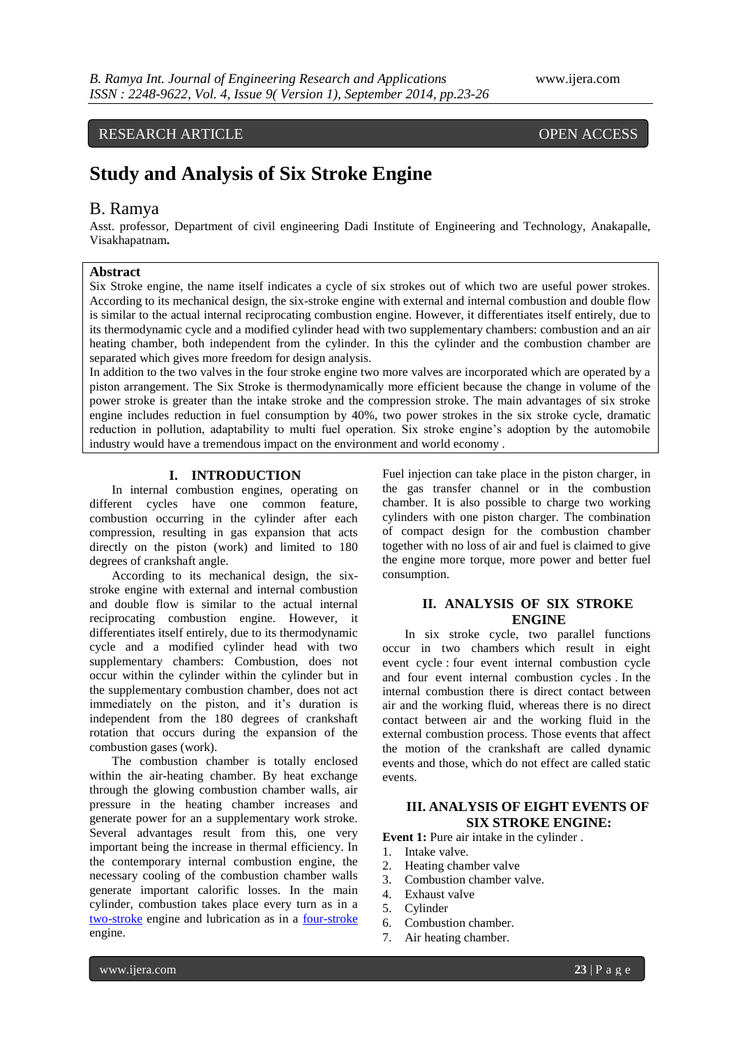RESEARCH ARTICLE OPEN ACCESS

# Study and Analysis of Six Stroke Engine

## B. Ramya

Asst. professor, Department of civil engineering Dadi Institute of Engineering and Technology, Anakapalle, Visakhapatnam**.**

### Abstract

Six Stroke engine, the name itself indicates a cycle of six strokes out of which two are useful power strokes. According to its mechanical design, the six-stroke engine with external and internal combustion and double flow is similar to the actual internal reciprocating combustion engine. However, it differentiates itself entirely, due to its thermodynamic cycle and a modified cylinder head with two supplementary chambers: combustion and an air heating chamber, both independent from the cylinder. In this the cylinder and the combustion chamber are separated which gives more freedom for design analysis.

In addition to the two valves in the four stroke engine two more valves are incorporated which are operated by a piston arrangement. The Six Stroke is thermodynamically more efficient because the change in volume of the power stroke is greater than the intake stroke and the compression stroke. The main advantages of six stroke engine includes reduction in fuel consumption by 40%, two power strokes in the six stroke cycle, dramatic reduction in pollution, adaptability to multi fuel operation. Six stroke engine's adoption by the automobile industry would have a tremendous impact on the environment and world economy .

## I. INTRODUCTION

In internal combustion engines, operating on different cycles have one common feature, combustion occurring in the cylinder after each compression, resulting in gas expansion that acts directly on the piston (work) and limited to 180 degrees of crankshaft angle.

According to its mechanical design, the six-stroke engine with external and internal combustion and double flow is similar to the actual internal reciprocating combustion engine. However, it differentiates itself entirely, due to its thermodynamic cycle and a modified cylinder head with two supplementary chambers: Combustion, does not occur within the cylinder within the cylinder but in the supplementary combustion chamber, does not act immediately on the piston, and it's duration is independent from the 180 degrees of crankshaft rotation that occurs during the expansion of the combustion gases (work).

The combustion chamber is totally enclosed within the air-heating chamber. By heat exchange through the glowing combustion chamber walls, air pressure in the heating chamber increases and generate power for an a supplementary work stroke. Several advantages result from this, one very important being the increase in thermal efficiency. In the contemporary internal combustion engine, the necessary cooling of the combustion chamber walls generate important calorific losses. In the main cylinder, combustion takes place every turn as in a two-stroke engine and lubrication as in a four-stroke engine.

Fuel injection can take place in the piston charger, in the gas transfer channel or in the combustion chamber. It is also possible to charge two working cylinders with one piston charger. The combination of compact design for the combustion chamber together with no loss of air and fuel is claimed to give the engine more torque, more power and better fuel consumption.

## II. ANALYSIS OF SIX STROKE ENGINE

In six stroke cycle, two parallel functions occur in two chambers which result in eight event cycle : four event internal combustion cycle and four event internal combustion cycles . In the internal combustion there is direct contact between air and the working fluid, whereas there is no direct contact between air and the working fluid in the external combustion process. Those events that affect the motion of the crankshaft are called dynamic events and those, which do not effect are called static events.

## III. ANALYSIS OF EIGHT EVENTS OF SIX STROKE ENGINE:

**Event 1:** Pure air intake in the cylinder .

1. Intake valve.
2. Heating chamber valve
3. Combustion chamber valve.
4. Exhaust valve
5. Cylinder
6. Combustion chamber.
7. Air heating chamber.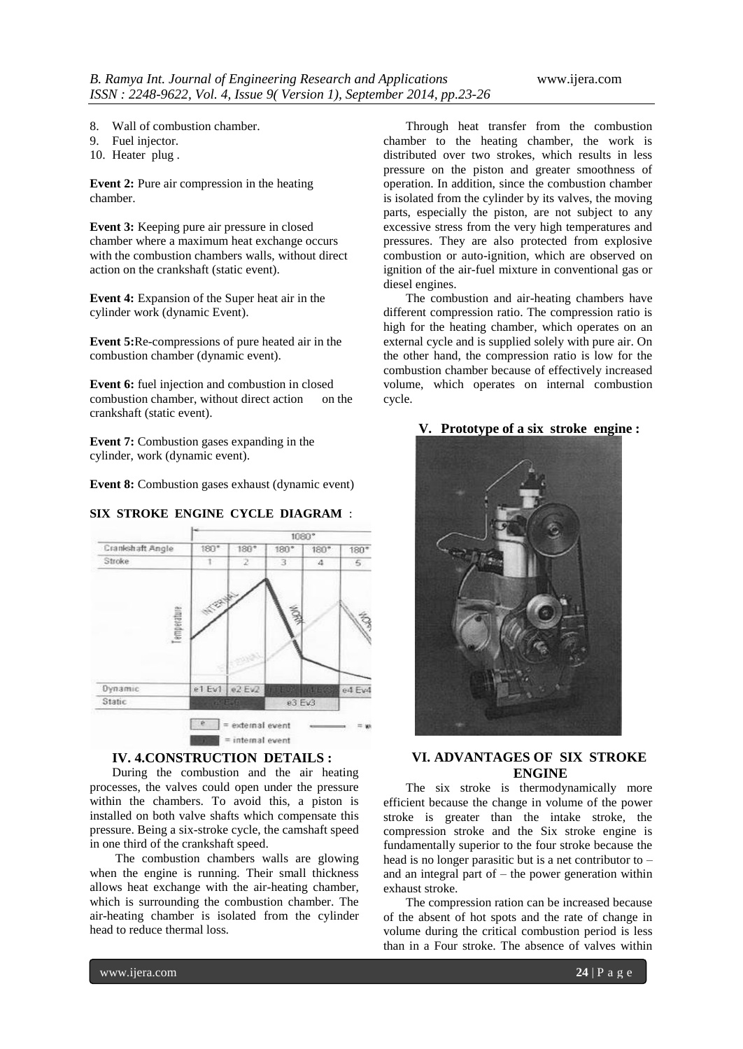8. Wall of combustion chamber.
9. Fuel injector.
10. Heater plug .

**Event 2:** Pure air compression in the heating chamber.

**Event 3:** Keeping pure air pressure in closed chamber where a maximum heat exchange occurs with the combustion chambers walls, without direct action on the crankshaft (static event).

**Event 4:** Expansion of the Super heat air in the cylinder work (dynamic Event).

**Event 5:**Re-compressions of pure heated air in the combustion chamber (dynamic event).

**Event 6:** fuel injection and combustion in closed combustion chamber, without direct action on the crankshaft (static event).

**Event 7:** Combustion gases expanding in the cylinder, work (dynamic event).

**Event 8:** Combustion gases exhaust (dynamic event)

**SIX STROKE ENGINE CYCLE DIAGRAM** :

## IV. 4.CONSTRUCTION DETAILS :

During the combustion and the air heating processes, the valves could open under the pressure within the chambers. To avoid this, a piston is installed on both valve shafts which compensate this pressure. Being a six-stroke cycle, the camshaft speed in one third of the crankshaft speed.

The combustion chambers walls are glowing when the engine is running. Their small thickness allows heat exchange with the air-heating chamber, which is surrounding the combustion chamber. The air-heating chamber is isolated from the cylinder head to reduce thermal loss.

Through heat transfer from the combustion chamber to the heating chamber, the work is distributed over two strokes, which results in less pressure on the piston and greater smoothness of operation. In addition, since the combustion chamber is isolated from the cylinder by its valves, the moving parts, especially the piston, are not subject to any excessive stress from the very high temperatures and pressures. They are also protected from explosive combustion or auto-ignition, which are observed on ignition of the air-fuel mixture in conventional gas or diesel engines.

The combustion and air-heating chambers have different compression ratio. The compression ratio is high for the heating chamber, which operates on an external cycle and is supplied solely with pure air. On the other hand, the compression ratio is low for the combustion chamber because of effectively increased volume, which operates on internal combustion cycle.

## V. Prototype of a six stroke engine :

## VI. ADVANTAGES OF SIX STROKE ENGINE

The six stroke is thermodynamically more efficient because the change in volume of the power stroke is greater than the intake stroke, the compression stroke and the Six stroke engine is fundamentally superior to the four stroke because the head is no longer parasitic but is a net contributor to – and an integral part of – the power generation within exhaust stroke.

The compression ration can be increased because of the absent of hot spots and the rate of change in volume during the critical combustion period is less than in a Four stroke. The absence of valves within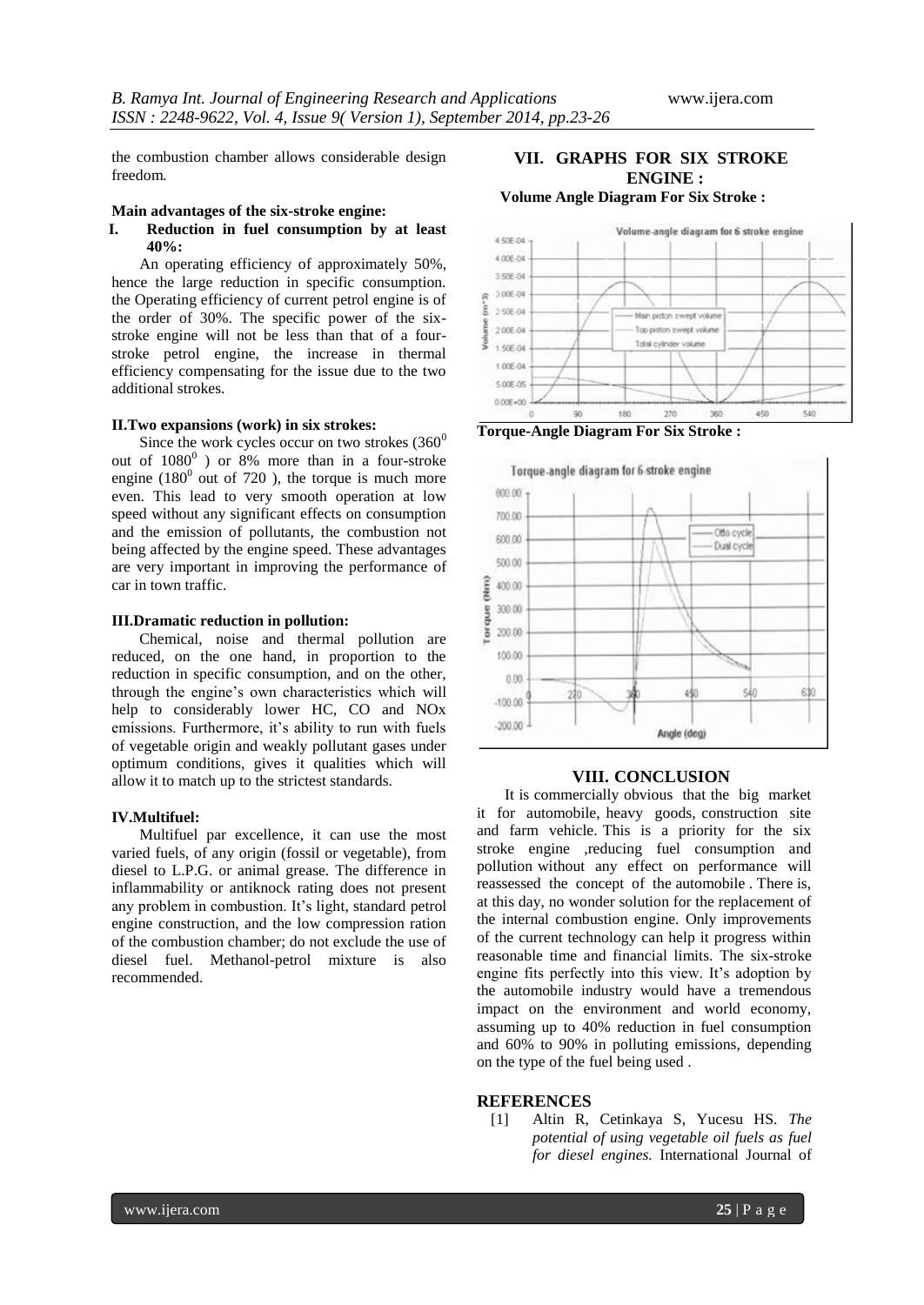the combustion chamber allows considerable design freedom.

**Main advantages of the six-stroke engine:**

**I. Reduction in fuel consumption by at least 40%:**

An operating efficiency of approximately 50%, hence the large reduction in specific consumption. the Operating efficiency of current petrol engine is of the order of 30%. The specific power of the six-stroke engine will not be less than that of a four-stroke petrol engine, the increase in thermal efficiency compensating for the issue due to the two additional strokes.

**II.Two expansions (work) in six strokes:**

Since the work cycles occur on two strokes ($360^0$ out of $1080^0$ ) or 8% more than in a four-stroke engine ($180^0$ out of 720 ), the torque is much more even. This lead to very smooth operation at low speed without any significant effects on consumption and the emission of pollutants, the combustion not being affected by the engine speed. These advantages are very important in improving the performance of car in town traffic.

**III.Dramatic reduction in pollution:**

Chemical, noise and thermal pollution are reduced, on the one hand, in proportion to the reduction in specific consumption, and on the other, through the engine's own characteristics which will help to considerably lower HC, CO and NOx emissions. Furthermore, it's ability to run with fuels of vegetable origin and weakly pollutant gases under optimum conditions, gives it qualities which will allow it to match up to the strictest standards.

**IV.Multifuel:**

Multifuel par excellence, it can use the most varied fuels, of any origin (fossil or vegetable), from diesel to L.P.G. or animal grease. The difference in inflammability or antiknock rating does not present any problem in combustion. It's light, standard petrol engine construction, and the low compression ration of the combustion chamber; do not exclude the use of diesel fuel. Methanol-petrol mixture is also recommended.

## VII. GRAPHS FOR SIX STROKE ENGINE :

**Volume Angle Diagram For Six Stroke :**

**Torque-Angle Diagram For Six Stroke :**

## VIII. CONCLUSION

It is commercially obvious that the big market it for automobile, heavy goods, construction site and farm vehicle. This is a priority for the six stroke engine ,reducing fuel consumption and pollution without any effect on performance will reassessed the concept of the automobile . There is, at this day, no wonder solution for the replacement of the internal combustion engine. Only improvements of the current technology can help it progress within reasonable time and financial limits. The six-stroke engine fits perfectly into this view. It's adoption by the automobile industry would have a tremendous impact on the environment and world economy, assuming up to 40% reduction in fuel consumption and 60% to 90% in polluting emissions, depending on the type of the fuel being used .

## REFERENCES

[1] Altin R, Cetinkaya S, Yucesu HS. *The potential of using vegetable oil fuels as fuel for diesel engines.* International Journal of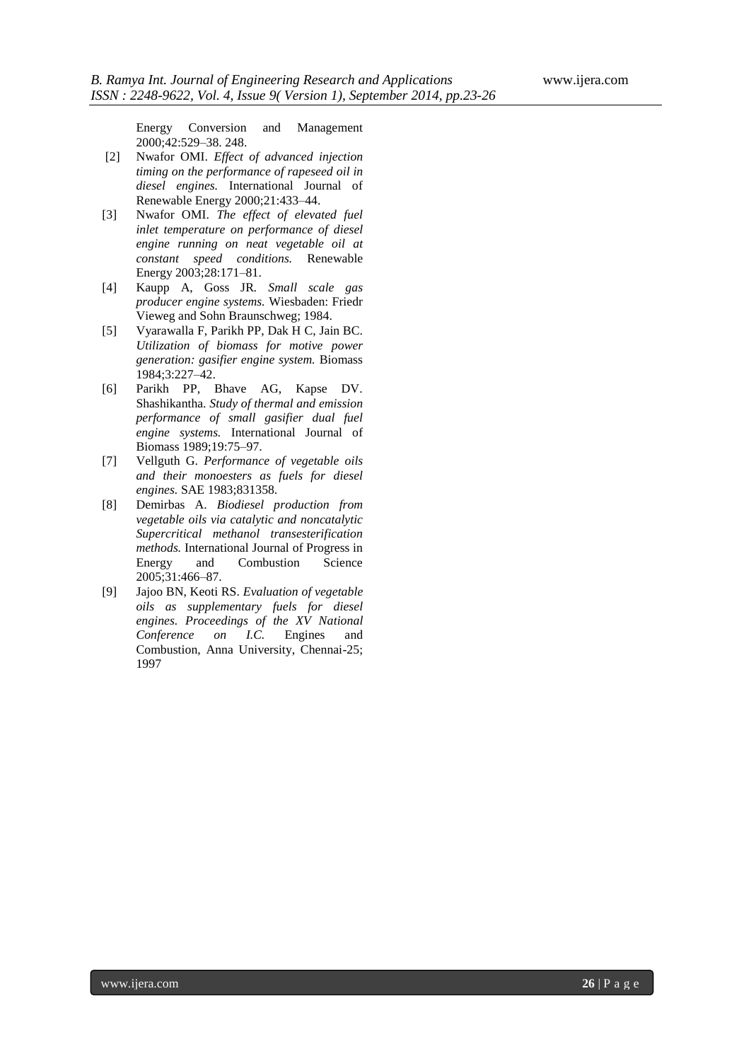Energy Conversion and Management 2000;42:529–38. 248.

[2] Nwafor OMI. *Effect of advanced injection timing on the performance of rapeseed oil in diesel engines.* International Journal of Renewable Energy 2000;21:433–44.

[3] Nwafor OMI. *The effect of elevated fuel inlet temperature on performance of diesel engine running on neat vegetable oil at constant speed conditions.* Renewable Energy 2003;28:171–81.

[4] Kaupp A, Goss JR. *Small scale gas producer engine systems.* Wiesbaden: Friedr Vieweg and Sohn Braunschweg; 1984.

[5] Vyarawalla F, Parikh PP, Dak H C, Jain BC. *Utilization of biomass for motive power generation: gasifier engine system.* Biomass 1984;3:227–42.

[6] Parikh PP, Bhave AG, Kapse DV. Shashikantha. *Study of thermal and emission performance of small gasifier dual fuel engine systems.* International Journal of Biomass 1989;19:75–97.

[7] Vellguth G. *Performance of vegetable oils and their monoesters as fuels for diesel engines.* SAE 1983;831358.

[8] Demirbas A. *Biodiesel production from vegetable oils via catalytic and noncatalytic Supercritical methanol transesterification methods.* International Journal of Progress in Energy and Combustion Science 2005;31:466–87.

[9] Jajoo BN, Keoti RS. *Evaluation of vegetable oils as supplementary fuels for diesel engines. Proceedings of the XV National Conference on I.C.* Engines and Combustion, Anna University, Chennai-25; 1997